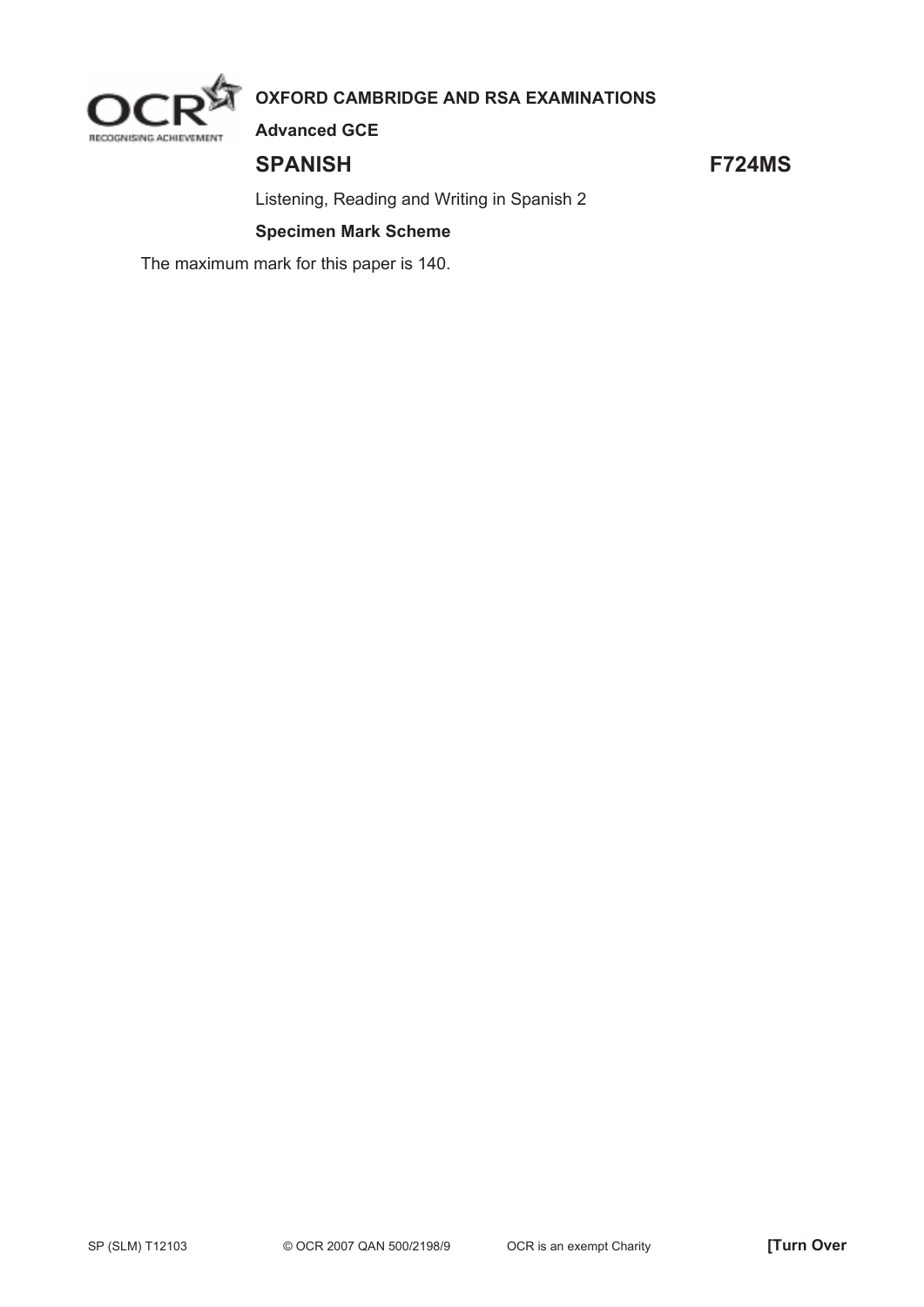**OXFORD CAMBRIDGE AND RSA EXAMINATIONS**

**Advanced GCE**

# SPANISH F724MS

Listening, Reading and Writing in Spanish 2

**Specimen Mark Scheme**

The maximum mark for this paper is 140.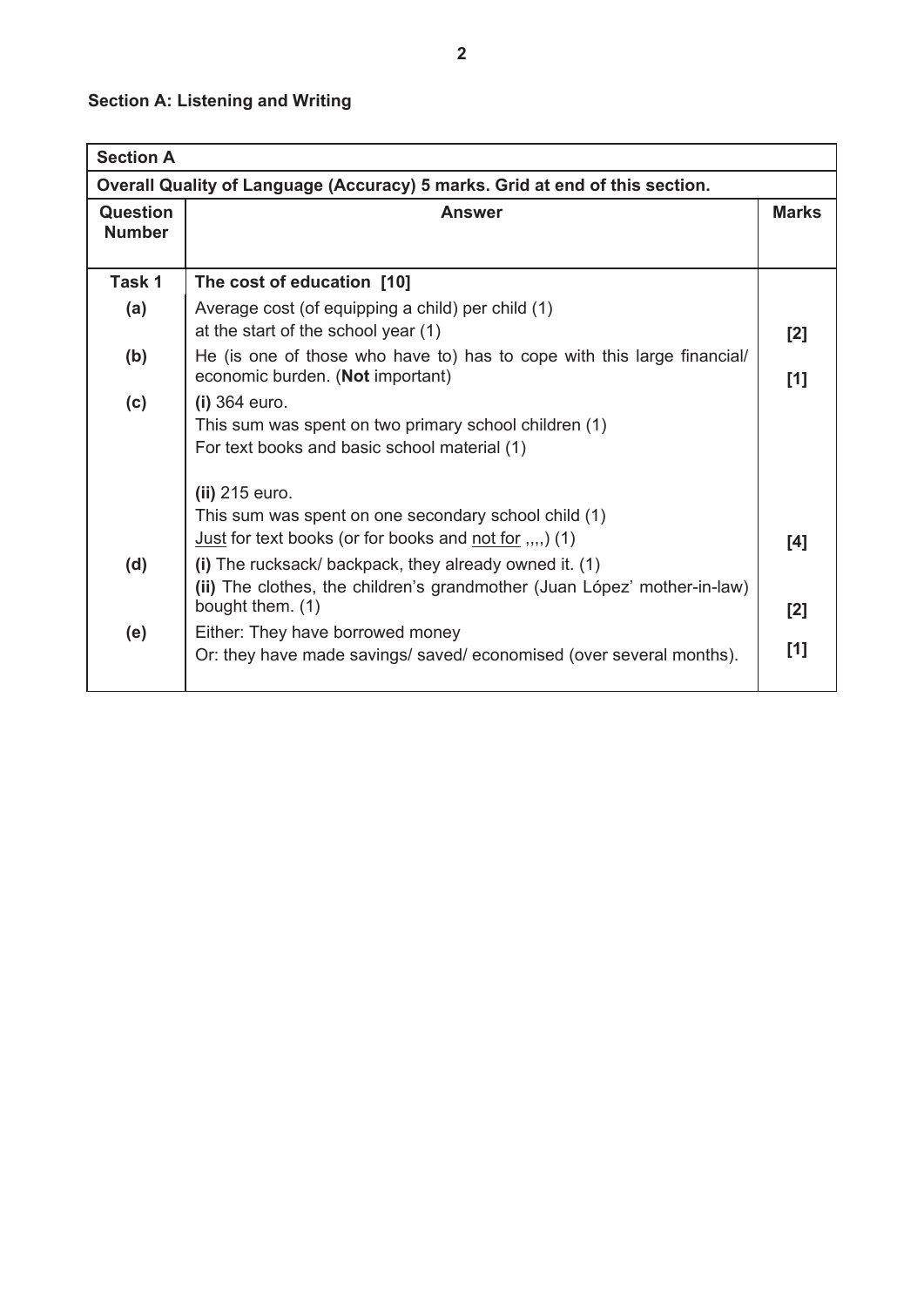## Section A: Listening and Writing

| Section A | | |
|---|---|---|
| **Overall Quality of Language (Accuracy) 5 marks. Grid at end of this section.** | | |
| **Question Number** | **Answer** | **Marks** |
| **Task 1** | **The cost of education [10]** | |
| **(a)** | Average cost (of equipping a child) per child (1)<br>at the start of the school year (1) | **[2]** |
| **(b)** | He (is one of those who have to) has to cope with this large financial/ economic burden. (**Not** important) | **[1]** |
| **(c)** | **(i)** 364 euro.<br>This sum was spent on two primary school children (1)<br>For text books and basic school material (1)<br><br>**(ii)** 215 euro.<br>This sum was spent on one secondary school child (1)<br>Just for text books (or for books and not for ,,,,) (1) | **[4]** |
| **(d)** | **(i)** The rucksack/ backpack, they already owned it. (1)<br>**(ii)** The clothes, the children's grandmother (Juan López' mother-in-law) bought them. (1) | **[2]** |
| **(e)** | Either: They have borrowed money<br>Or: they have made savings/ saved/ economised (over several months). | **[1]** |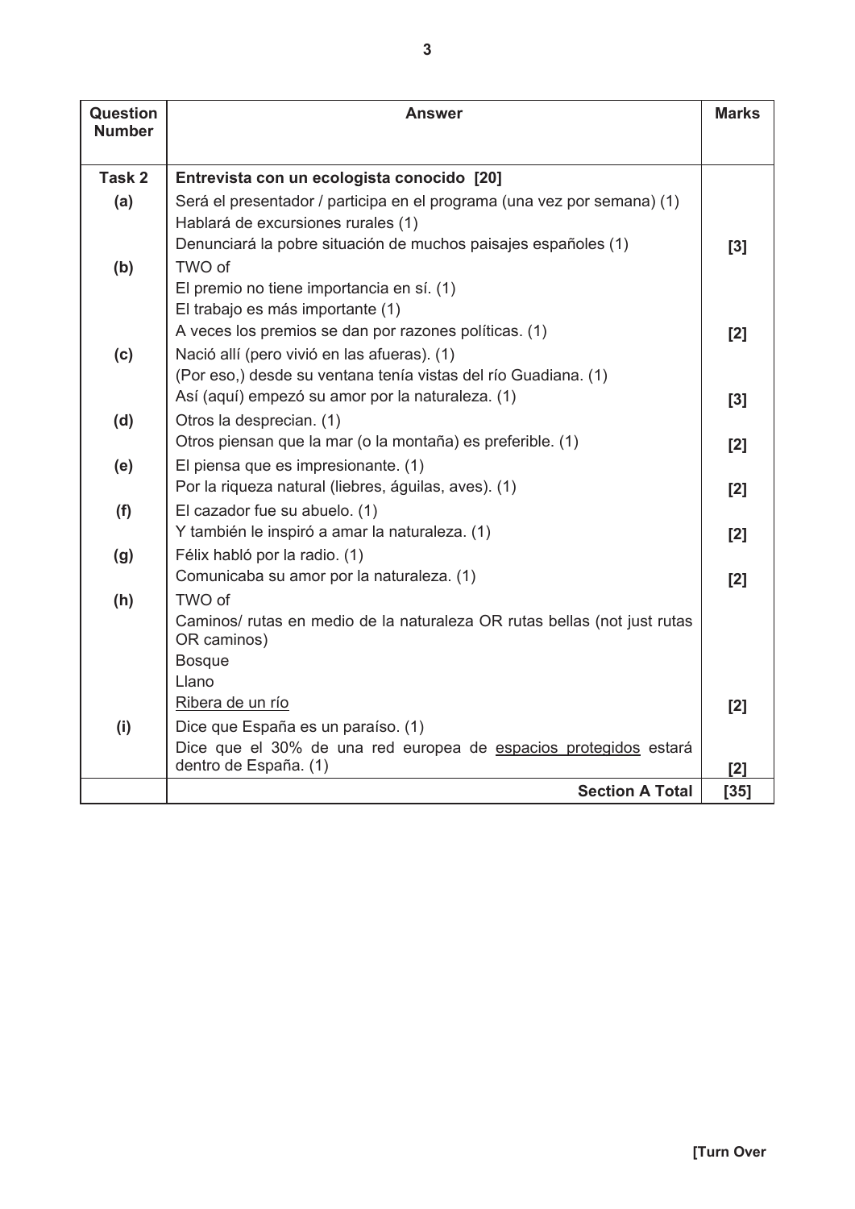| Question Number | Answer | Marks |
|---|---|---|
| **Task 2** | **Entrevista con un ecologista conocido [20]** | |
| **(a)** | Será el presentador / participa en el programa (una vez por semana) (1)<br>Hablará de excursiones rurales (1)<br>Denunciará la pobre situación de muchos paisajes españoles (1) | **[3]** |
| **(b)** | TWO of<br>El premio no tiene importancia en sí. (1)<br>El trabajo es más importante (1)<br>A veces los premios se dan por razones políticas. (1) | **[2]** |
| **(c)** | Nació allí (pero vivió en las afueras). (1)<br>(Por eso,) desde su ventana tenía vistas del río Guadiana. (1)<br>Así (aquí) empezó su amor por la naturaleza. (1) | **[3]** |
| **(d)** | Otros la desprecian. (1)<br>Otros piensan que la mar (o la montaña) es preferible. (1) | **[2]** |
| **(e)** | El piensa que es impresionante. (1)<br>Por la riqueza natural (liebres, águilas, aves). (1) | **[2]** |
| **(f)** | El cazador fue su abuelo. (1)<br>Y también le inspiró a amar la naturaleza. (1) | **[2]** |
| **(g)** | Félix habló por la radio. (1)<br>Comunicaba su amor por la naturaleza. (1) | **[2]** |
| **(h)** | TWO of<br>Caminos/ rutas en medio de la naturaleza OR rutas bellas (not just rutas OR caminos)<br>Bosque<br>Llano<br>Ribera de un río | **[2]** |
| **(i)** | Dice que España es un paraíso. (1)<br>Dice que el 30% de una red europea de espacios protegidos estará dentro de España. (1) | **[2]** |
| | **Section A Total** | **[35]** |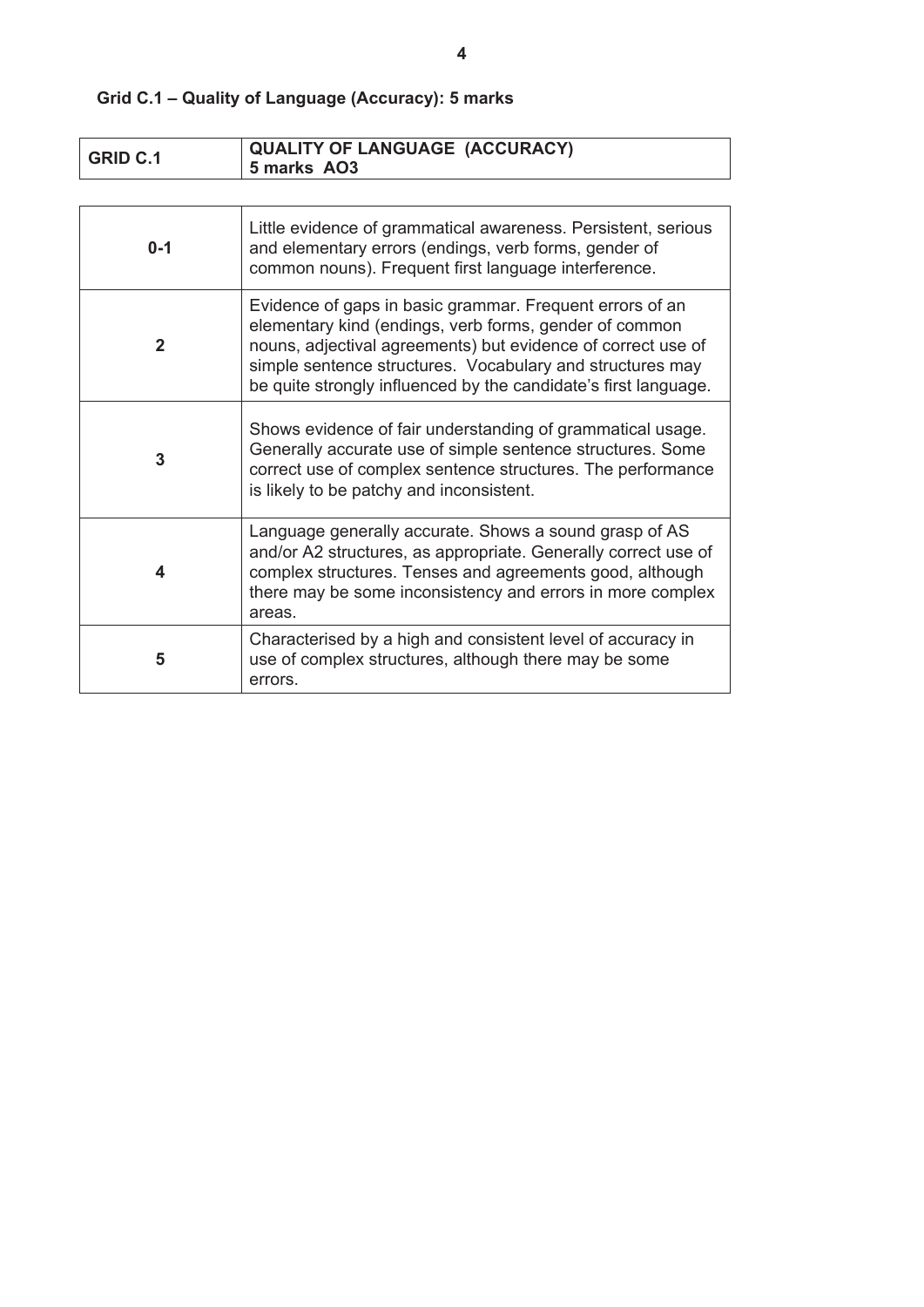## Grid C.1 – Quality of Language (Accuracy): 5 marks

| GRID C.1 | QUALITY OF LANGUAGE (ACCURACY) 5 marks AO3 |
|---|---|
| 0-1 | Little evidence of grammatical awareness. Persistent, serious and elementary errors (endings, verb forms, gender of common nouns). Frequent first language interference. |
| 2 | Evidence of gaps in basic grammar. Frequent errors of an elementary kind (endings, verb forms, gender of common nouns, adjectival agreements) but evidence of correct use of simple sentence structures. Vocabulary and structures may be quite strongly influenced by the candidate's first language. |
| 3 | Shows evidence of fair understanding of grammatical usage. Generally accurate use of simple sentence structures. Some correct use of complex sentence structures. The performance is likely to be patchy and inconsistent. |
| 4 | Language generally accurate. Shows a sound grasp of AS and/or A2 structures, as appropriate. Generally correct use of complex structures. Tenses and agreements good, although there may be some inconsistency and errors in more complex areas. |
| 5 | Characterised by a high and consistent level of accuracy in use of complex structures, although there may be some errors. |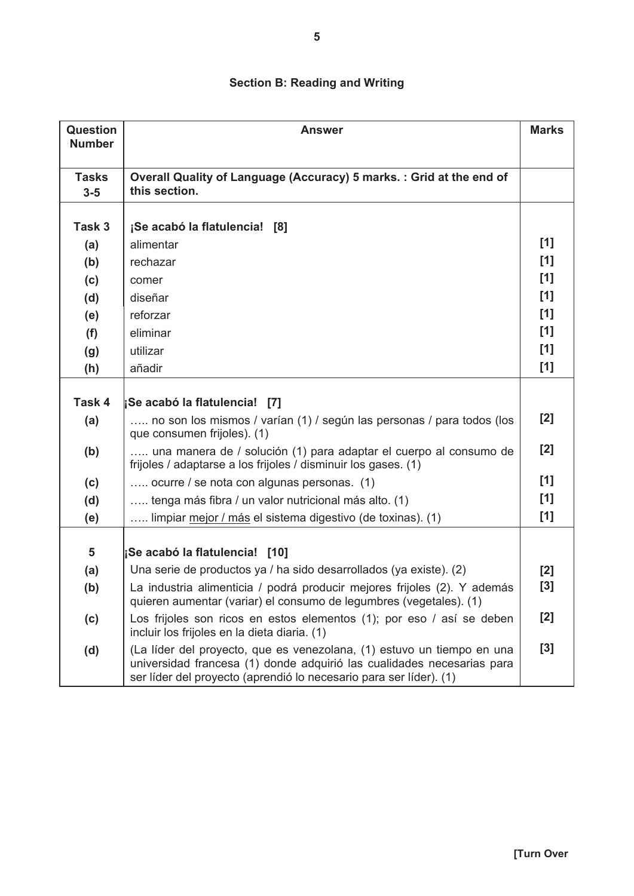## Section B: Reading and Writing

| Question Number | Answer | Marks |
|---|---|---|
| **Tasks 3-5** | **Overall Quality of Language (Accuracy) 5 marks. : Grid at the end of this section.** | |
| **Task 3** | **¡Se acabó la flatulencia! [8]** | |
| **(a)** | alimentar | [1] |
| **(b)** | rechazar | [1] |
| **(c)** | comer | [1] |
| **(d)** | diseñar | [1] |
| **(e)** | reforzar | [1] |
| **(f)** | eliminar | [1] |
| **(g)** | utilizar | [1] |
| **(h)** | añadir | [1] |
| **Task 4** | **¡Se acabó la flatulencia! [7]** | |
| **(a)** | ….. no son los mismos / varían (1) / según las personas / para todos (los que consumen frijoles). (1) | [2] |
| **(b)** | ….. una manera de / solución (1) para adaptar el cuerpo al consumo de frijoles / adaptarse a los frijoles / disminuir los gases. (1) | [2] |
| **(c)** | ….. ocurre / se nota con algunas personas. (1) | [1] |
| **(d)** | ….. tenga más fibra / un valor nutricional más alto. (1) | [1] |
| **(e)** | ….. limpiar mejor / más el sistema digestivo (de toxinas). (1) | [1] |
| **5** | **¡Se acabó la flatulencia! [10]** | |
| **(a)** | Una serie de productos ya / ha sido desarrollados (ya existe). (2) | [2] |
| **(b)** | La industria alimenticia / podrá producir mejores frijoles (2). Y además quieren aumentar (variar) el consumo de legumbres (vegetales). (1) | [3] |
| **(c)** | Los frijoles son ricos en estos elementos (1); por eso / así se deben incluir los frijoles en la dieta diaria. (1) | [2] |
| **(d)** | (La líder del proyecto, que es venezolana, (1) estuvo un tiempo en una universidad francesa (1) donde adquirió las cualidades necesarias para ser líder del proyecto (aprendió lo necesario para ser líder). (1) | [3] |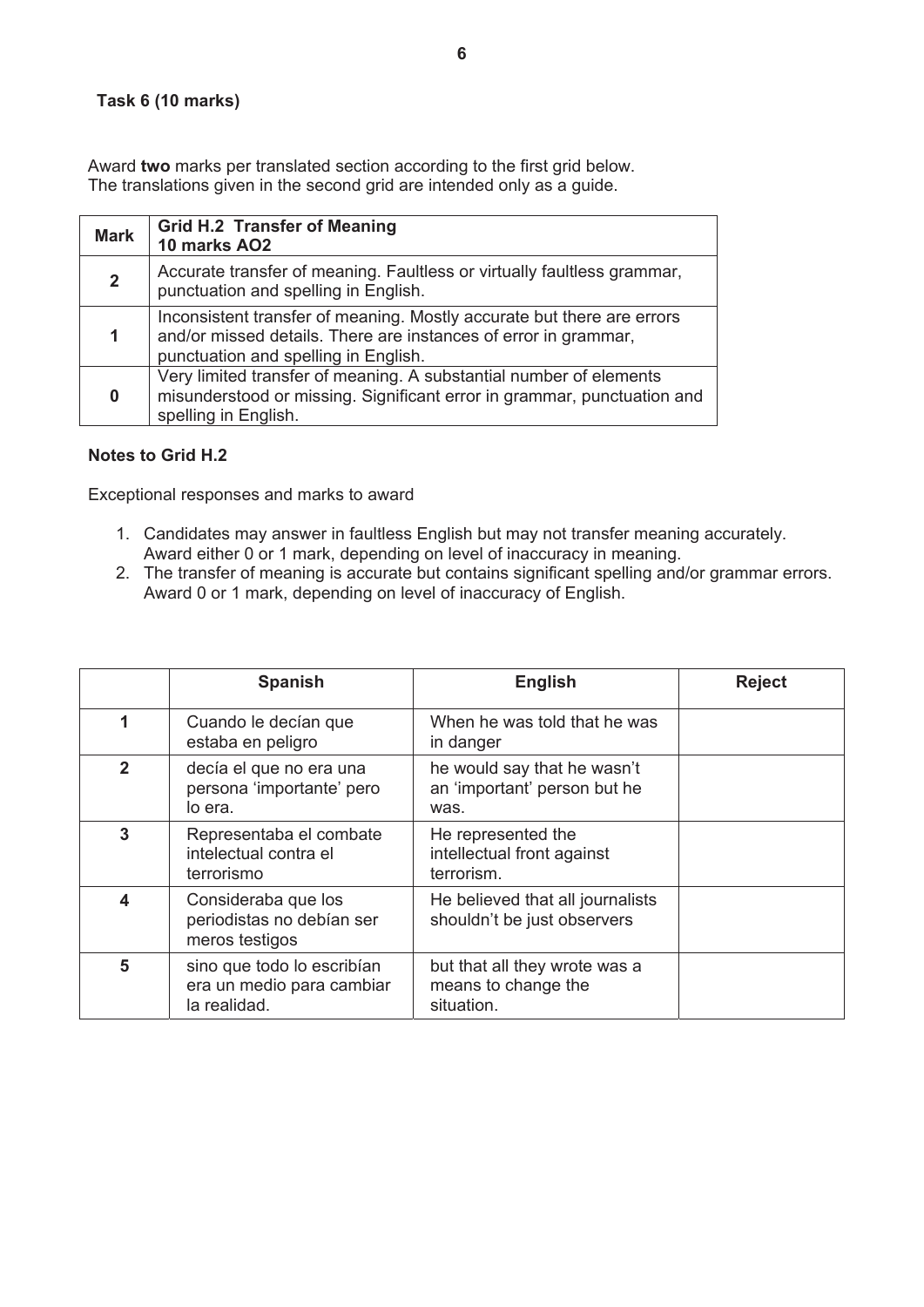**Task 6 (10 marks)**

Award **two** marks per translated section according to the first grid below.
The translations given in the second grid are intended only as a guide.

| Mark | Grid H.2 Transfer of Meaning<br>10 marks AO2 |
|---|---|
| **2** | Accurate transfer of meaning. Faultless or virtually faultless grammar, punctuation and spelling in English. |
| **1** | Inconsistent transfer of meaning. Mostly accurate but there are errors and/or missed details. There are instances of error in grammar, punctuation and spelling in English. |
| **0** | Very limited transfer of meaning. A substantial number of elements misunderstood or missing. Significant error in grammar, punctuation and spelling in English. |

**Notes to Grid H.2**

Exceptional responses and marks to award

1. Candidates may answer in faultless English but may not transfer meaning accurately. Award either 0 or 1 mark, depending on level of inaccuracy in meaning.
2. The transfer of meaning is accurate but contains significant spelling and/or grammar errors. Award 0 or 1 mark, depending on level of inaccuracy of English.

| | Spanish | English | Reject |
|---|---|---|---|
| **1** | Cuando le decían que estaba en peligro | When he was told that he was in danger | |
| **2** | decía el que no era una persona 'importante' pero lo era. | he would say that he wasn't an 'important' person but he was. | |
| **3** | Representaba el combate intelectual contra el terrorismo | He represented the intellectual front against terrorism. | |
| **4** | Consideraba que los periodistas no debían ser meros testigos | He believed that all journalists shouldn't be just observers | |
| **5** | sino que todo lo escribían era un medio para cambiar la realidad. | but that all they wrote was a means to change the situation. | |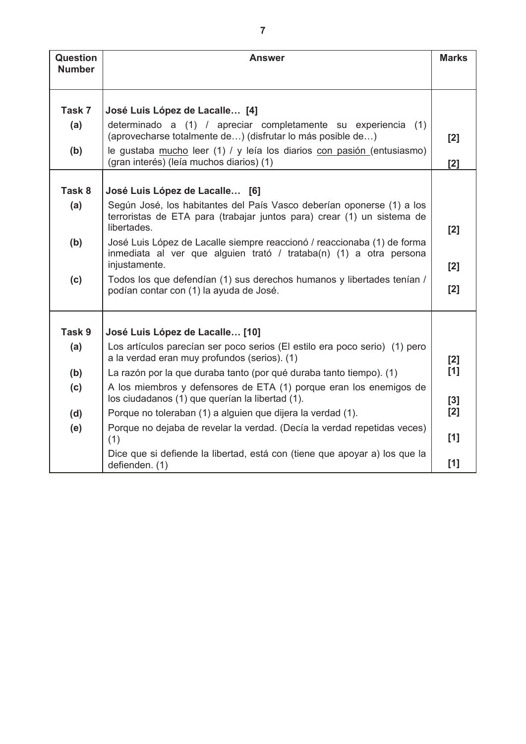| Question Number | Answer | Marks |
|---|---|---|
| **Task 7** | **José Luis López de Lacalle… [4]** | |
| **(a)** | determinado a (1) / apreciar completamente su experiencia (1) (aprovecharse totalmente de…) (disfrutar lo más posible de…) | **[2]** |
| **(b)** | le gustaba <u>mucho</u> leer (1) / y leía los diarios <u>con pasión</u> (entusiasmo) (gran interés) (leía muchos diarios) (1) | **[2]** |
| **Task 8** | **José Luis López de Lacalle… [6]** | |
| **(a)** | Según José, los habitantes del País Vasco deberían oponerse (1) a los terroristas de ETA para (trabajar juntos para) crear (1) un sistema de libertades. | **[2]** |
| **(b)** | José Luis López de Lacalle siempre reaccionó / reaccionaba (1) de forma inmediata al ver que alguien trató / trataba(n) (1) a otra persona injustamente. | **[2]** |
| **(c)** | Todos los que defendían (1) sus derechos humanos y libertades tenían / podían contar con (1) la ayuda de José. | **[2]** |
| **Task 9** | **José Luis López de Lacalle… [10]** | |
| **(a)** | Los artículos parecían ser poco serios (El estilo era poco serio) (1) pero a la verdad eran muy profundos (serios). (1) | **[2]** |
| **(b)** | La razón por la que duraba tanto (por qué duraba tanto tiempo). (1) | **[1]** |
| **(c)** | A los miembros y defensores de ETA (1) porque eran los enemigos de los ciudadanos (1) que querían la libertad (1). | **[3]** |
| **(d)** | Porque no toleraban (1) a alguien que dijera la verdad (1). | **[2]** |
| **(e)** | Porque no dejaba de revelar la verdad. (Decía la verdad repetidas veces) (1) | **[1]** |
| | Dice que si defiende la libertad, está con (tiene que apoyar a) los que la defienden. (1) | **[1]** |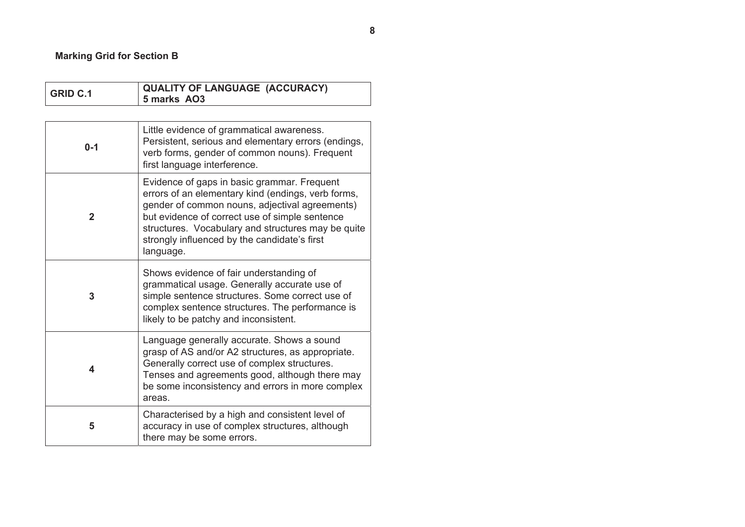**Marking Grid for Section B**

| GRID C.1 | QUALITY OF LANGUAGE (ACCURACY) 5 marks AO3 |
|---|---|
| 0-1 | Little evidence of grammatical awareness. Persistent, serious and elementary errors (endings, verb forms, gender of common nouns). Frequent first language interference. |
| 2 | Evidence of gaps in basic grammar. Frequent errors of an elementary kind (endings, verb forms, gender of common nouns, adjectival agreements) but evidence of correct use of simple sentence structures. Vocabulary and structures may be quite strongly influenced by the candidate's first language. |
| 3 | Shows evidence of fair understanding of grammatical usage. Generally accurate use of simple sentence structures. Some correct use of complex sentence structures. The performance is likely to be patchy and inconsistent. |
| 4 | Language generally accurate. Shows a sound grasp of AS and/or A2 structures, as appropriate. Generally correct use of complex structures. Tenses and agreements good, although there may be some inconsistency and errors in more complex areas. |
| 5 | Characterised by a high and consistent level of accuracy in use of complex structures, although there may be some errors. |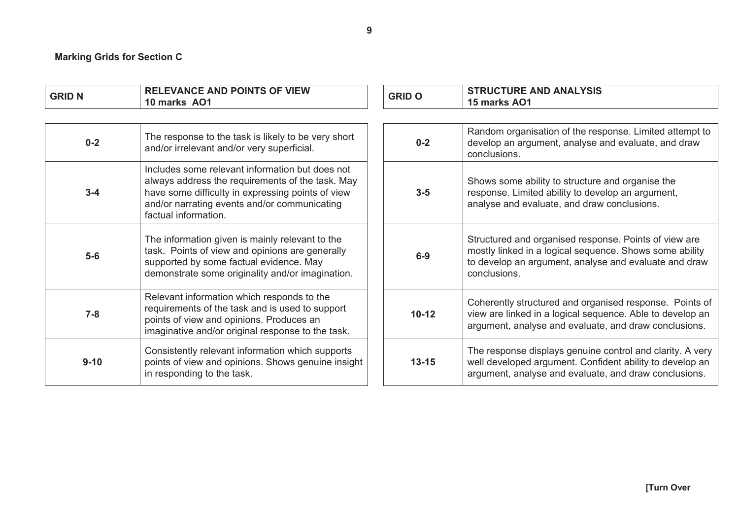**Marking Grids for Section C**

| GRID N | RELEVANCE AND POINTS OF VIEW<br>10 marks AO1 |
|---|---|
| **0-2** | The response to the task is likely to be very short and/or irrelevant and/or very superficial. |
| **3-4** | Includes some relevant information but does not always address the requirements of the task. May have some difficulty in expressing points of view and/or narrating events and/or communicating factual information. |
| **5-6** | The information given is mainly relevant to the task. Points of view and opinions are generally supported by some factual evidence. May demonstrate some originality and/or imagination. |
| **7-8** | Relevant information which responds to the requirements of the task and is used to support points of view and opinions. Produces an imaginative and/or original response to the task. |
| **9-10** | Consistently relevant information which supports points of view and opinions. Shows genuine insight in responding to the task. |

| GRID O | STRUCTURE AND ANALYSIS<br>15 marks AO1 |
|---|---|
| **0-2** | Random organisation of the response. Limited attempt to develop an argument, analyse and evaluate, and draw conclusions. |
| **3-5** | Shows some ability to structure and organise the response. Limited ability to develop an argument, analyse and evaluate, and draw conclusions. |
| **6-9** | Structured and organised response. Points of view are mostly linked in a logical sequence. Shows some ability to develop an argument, analyse and evaluate and draw conclusions. |
| **10-12** | Coherently structured and organised response. Points of view are linked in a logical sequence. Able to develop an argument, analyse and evaluate, and draw conclusions. |
| **13-15** | The response displays genuine control and clarity. A very well developed argument. Confident ability to develop an argument, analyse and evaluate, and draw conclusions. |

**[Turn Over**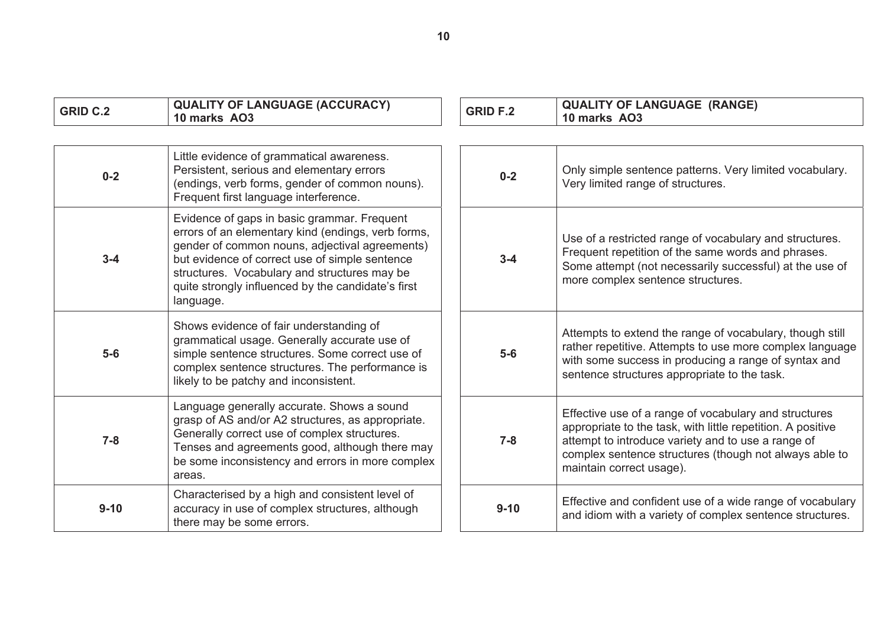| GRID C.2 | QUALITY OF LANGUAGE (ACCURACY) 10 marks AO3 |
|---|---|
| 0-2 | Little evidence of grammatical awareness. Persistent, serious and elementary errors (endings, verb forms, gender of common nouns). Frequent first language interference. |
| 3-4 | Evidence of gaps in basic grammar. Frequent errors of an elementary kind (endings, verb forms, gender of common nouns, adjectival agreements) but evidence of correct use of simple sentence structures. Vocabulary and structures may be quite strongly influenced by the candidate's first language. |
| 5-6 | Shows evidence of fair understanding of grammatical usage. Generally accurate use of simple sentence structures. Some correct use of complex sentence structures. The performance is likely to be patchy and inconsistent. |
| 7-8 | Language generally accurate. Shows a sound grasp of AS and/or A2 structures, as appropriate. Generally correct use of complex structures. Tenses and agreements good, although there may be some inconsistency and errors in more complex areas. |
| 9-10 | Characterised by a high and consistent level of accuracy in use of complex structures, although there may be some errors. |

| GRID F.2 | QUALITY OF LANGUAGE (RANGE) 10 marks AO3 |
|---|---|
| 0-2 | Only simple sentence patterns. Very limited vocabulary. Very limited range of structures. |
| 3-4 | Use of a restricted range of vocabulary and structures. Frequent repetition of the same words and phrases. Some attempt (not necessarily successful) at the use of more complex sentence structures. |
| 5-6 | Attempts to extend the range of vocabulary, though still rather repetitive. Attempts to use more complex language with some success in producing a range of syntax and sentence structures appropriate to the task. |
| 7-8 | Effective use of a range of vocabulary and structures appropriate to the task, with little repetition. A positive attempt to introduce variety and to use a range of complex sentence structures (though not always able to maintain correct usage). |
| 9-10 | Effective and confident use of a wide range of vocabulary and idiom with a variety of complex sentence structures. |